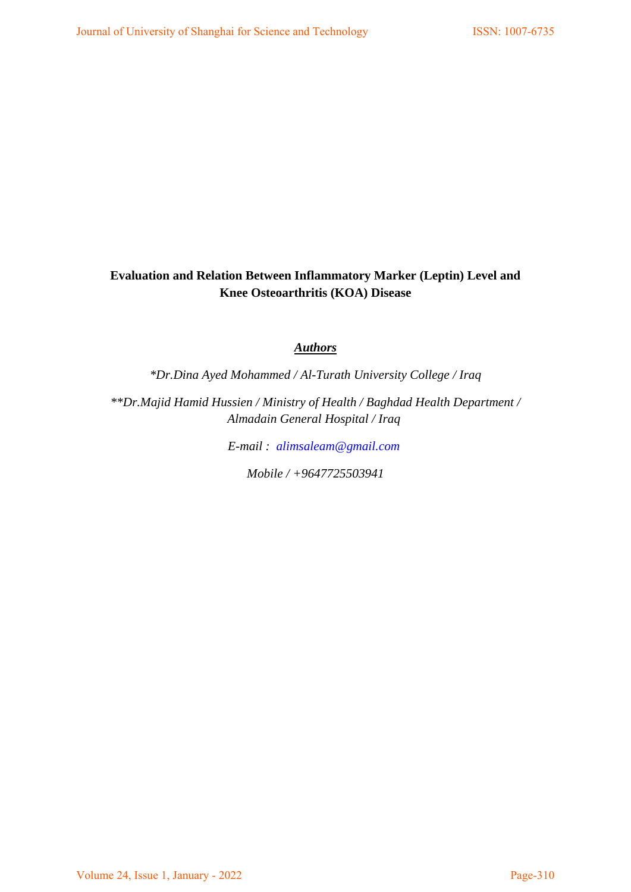# Evaluation and Relation Between Inflammatory Marker (Leptin) Level and Knee Osteoarthritis (KOA) Disease

***Authors***

*\*Dr.Dina Ayed Mohammed / Al-Turath University College / Iraq*

*\*\*Dr.Majid Hamid Hussien / Ministry of Health / Baghdad Health Department / Almadain General Hospital / Iraq*

*E-mail : alimsaleam@gmail.com*

*Mobile / +9647725503941*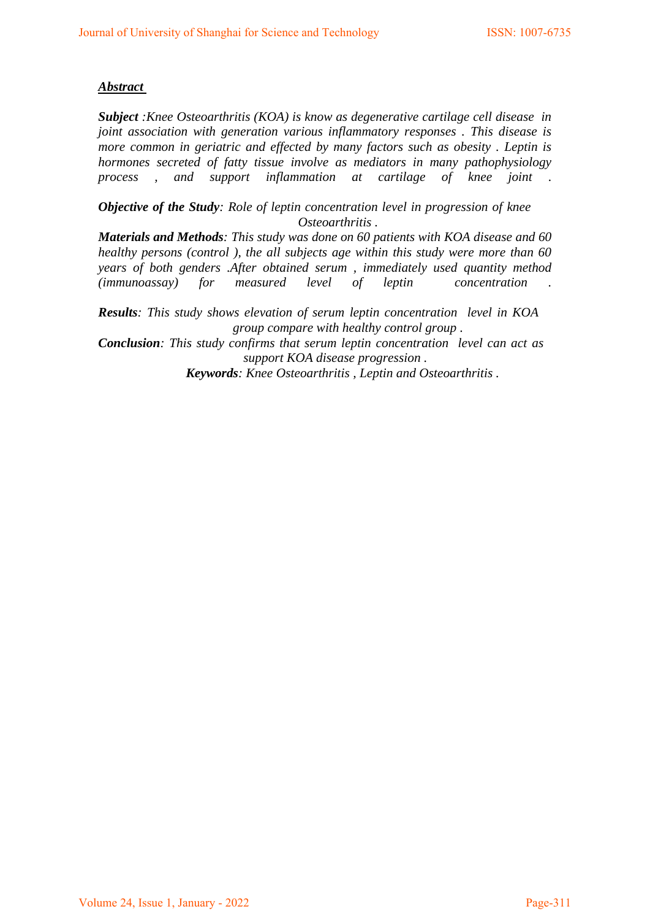***Abstract***

***Subject*** *:Knee Osteoarthritis (KOA) is know as degenerative cartilage cell disease in joint association with generation various inflammatory responses . This disease is more common in geriatric and effected by many factors such as obesity . Leptin is hormones secreted of fatty tissue involve as mediators in many pathophysiology process , and support inflammation at cartilage of knee joint .*

***Objective of the Study****: Role of leptin concentration level in progression of knee Osteoarthritis .*

***Materials and Methods****: This study was done on 60 patients with KOA disease and 60 healthy persons (control ), the all subjects age within this study were more than 60 years of both genders .After obtained serum , immediately used quantity method (immunoassay) for measured level of leptin concentration .*

***Results****: This study shows elevation of serum leptin concentration level in KOA group compare with healthy control group .*

***Conclusion****: This study confirms that serum leptin concentration level can act as support KOA disease progression .*

***Keywords****: Knee Osteoarthritis , Leptin and Osteoarthritis .*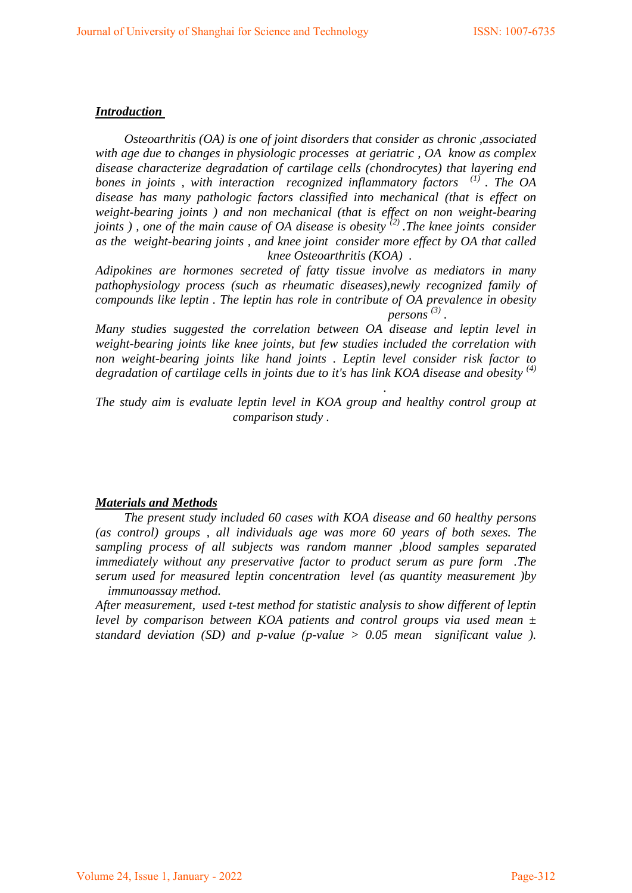## *Introduction*

*Osteoarthritis (OA) is one of joint disorders that consider as chronic ,associated with age due to changes in physiologic processes at geriatric , OA know as complex disease characterize degradation of cartilage cells (chondrocytes) that layering end bones in joints , with interaction recognized inflammatory factors [1] . The OA disease has many pathologic factors classified into mechanical (that is effect on weight-bearing joints ) and non mechanical (that is effect on non weight-bearing joints ) , one of the main cause of OA disease is obesity [2] .The knee joints consider as the weight-bearing joints , and knee joint consider more effect by OA that called knee Osteoarthritis (KOA) .*

*Adipokines are hormones secreted of fatty tissue involve as mediators in many pathophysiology process (such as rheumatic diseases),newly recognized family of compounds like leptin . The leptin has role in contribute of OA prevalence in obesity persons [3] .*

*Many studies suggested the correlation between OA disease and leptin level in weight-bearing joints like knee joints, but few studies included the correlation with non weight-bearing joints like hand joints . Leptin level consider risk factor to degradation of cartilage cells in joints due to it's has link KOA disease and obesity [4] .*

*The study aim is evaluate leptin level in KOA group and healthy control group at comparison study .*

## *Materials and Methods*

*The present study included 60 cases with KOA disease and 60 healthy persons (as control) groups , all individuals age was more 60 years of both sexes. The sampling process of all subjects was random manner ,blood samples separated immediately without any preservative factor to product serum as pure form .The serum used for measured leptin concentration level (as quantity measurement )by immunoassay method.*

*After measurement, used t-test method for statistic analysis to show different of leptin level by comparison between KOA patients and control groups via used mean ± standard deviation (SD) and p-value (p-value > 0.05 mean significant value ).*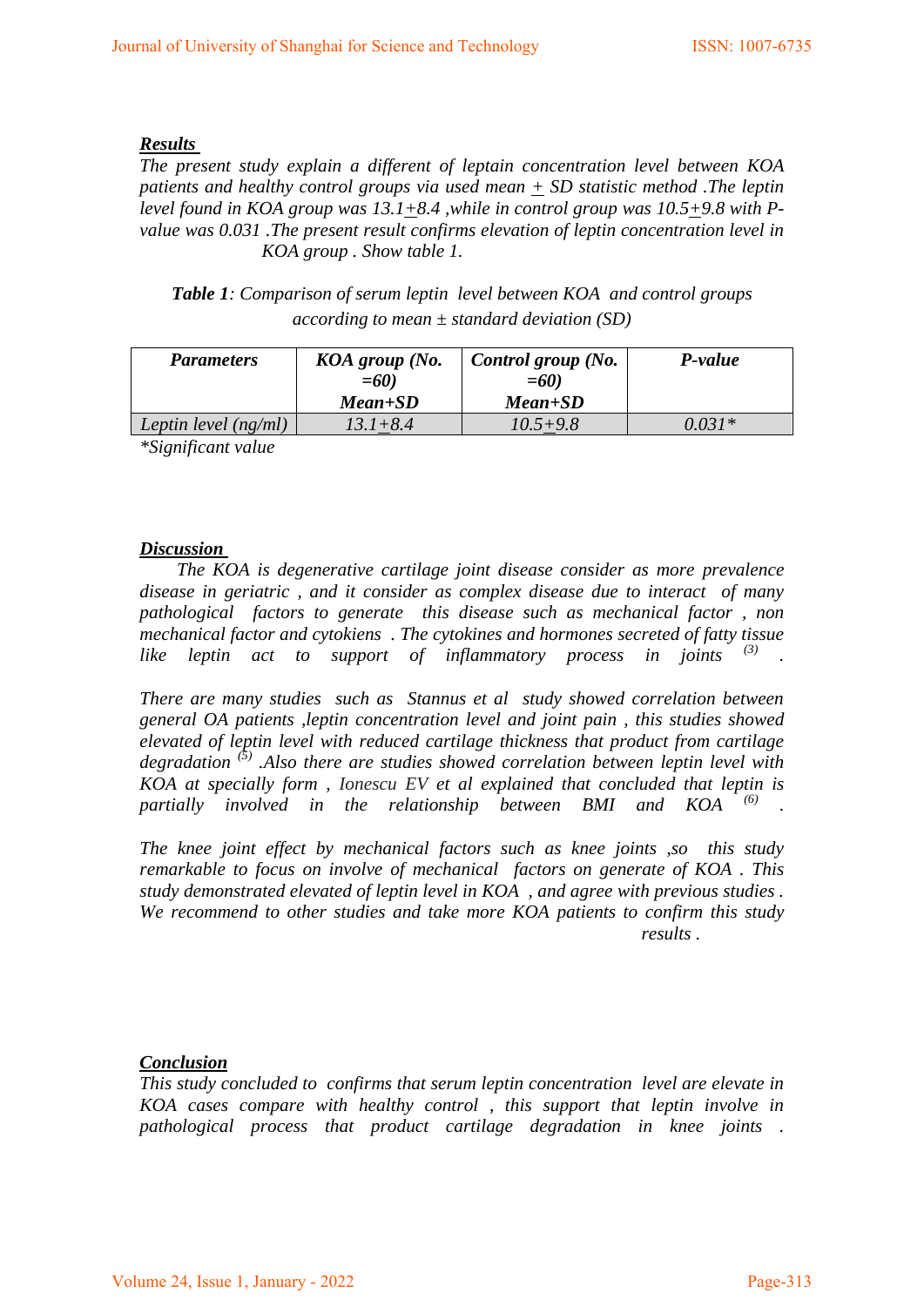## ***Results***

*The present study explain a different of leptain concentration level between KOA patients and healthy control groups via used mean ± SD statistic method .The leptin level found in KOA group was 13.1±8.4 ,while in control group was 10.5±9.8 with P-value was 0.031 .The present result confirms elevation of leptin concentration level in KOA group . Show table 1.*

***Table 1****: Comparison of serum leptin level between KOA and control groups according to mean ± standard deviation (SD)*

| ***Parameters*** | ***KOA group (No. =60) Mean+SD*** | ***Control group (No. =60) Mean+SD*** | ***P-value*** |
|---|---|---|---|
| *Leptin level (ng/ml)* | *13.1±8.4* | *10.5±9.8* | *0.031\** |

*\*Significant value*

## ***Discussion***

*The KOA is degenerative cartilage joint disease consider as more prevalence disease in geriatric , and it consider as complex disease due to interact of many pathological factors to generate this disease such as mechanical factor , non mechanical factor and cytokiens . The cytokines and hormones secreted of fatty tissue like leptin act to support of inflammatory process in joints [3] .*

*There are many studies such as Stannus et al study showed correlation between general OA patients ,leptin concentration level and joint pain , this studies showed elevated of leptin level with reduced cartilage thickness that product from cartilage degradation [5] .Also there are studies showed correlation between leptin level with KOA at specially form , Ionescu EV et al explained that concluded that leptin is partially involved in the relationship between BMI and KOA [6] .*

*The knee joint effect by mechanical factors such as knee joints ,so this study remarkable to focus on involve of mechanical factors on generate of KOA . This study demonstrated elevated of leptin level in KOA , and agree with previous studies . We recommend to other studies and take more KOA patients to confirm this study results .*

## ***Conclusion***

*This study concluded to confirms that serum leptin concentration level are elevate in KOA cases compare with healthy control , this support that leptin involve in pathological process that product cartilage degradation in knee joints .*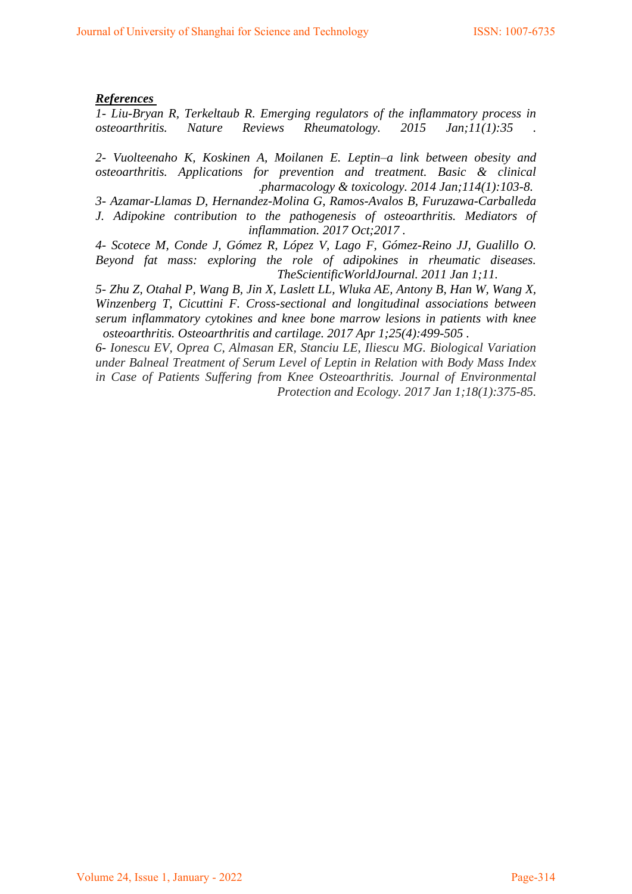***References***

*1- Liu-Bryan R, Terkeltaub R. Emerging regulators of the inflammatory process in osteoarthritis. Nature Reviews Rheumatology. 2015 Jan;11(1):35 .*

*2- Vuolteenaho K, Koskinen A, Moilanen E. Leptin–a link between obesity and osteoarthritis. Applications for prevention and treatment. Basic & clinical .pharmacology & toxicology. 2014 Jan;114(1):103-8.*

*3- Azamar-Llamas D, Hernandez-Molina G, Ramos-Avalos B, Furuzawa-Carballeda J. Adipokine contribution to the pathogenesis of osteoarthritis. Mediators of inflammation. 2017 Oct;2017 .*

*4- Scotece M, Conde J, Gómez R, López V, Lago F, Gómez-Reino JJ, Gualillo O. Beyond fat mass: exploring the role of adipokines in rheumatic diseases. TheScientificWorldJournal. 2011 Jan 1;11.*

*5- Zhu Z, Otahal P, Wang B, Jin X, Laslett LL, Wluka AE, Antony B, Han W, Wang X, Winzenberg T, Cicuttini F. Cross-sectional and longitudinal associations between serum inflammatory cytokines and knee bone marrow lesions in patients with knee osteoarthritis. Osteoarthritis and cartilage. 2017 Apr 1;25(4):499-505 .*

*6- Ionescu EV, Oprea C, Almasan ER, Stanciu LE, Iliescu MG. Biological Variation under Balneal Treatment of Serum Level of Leptin in Relation with Body Mass Index in Case of Patients Suffering from Knee Osteoarthritis. Journal of Environmental Protection and Ecology. 2017 Jan 1;18(1):375-85.*